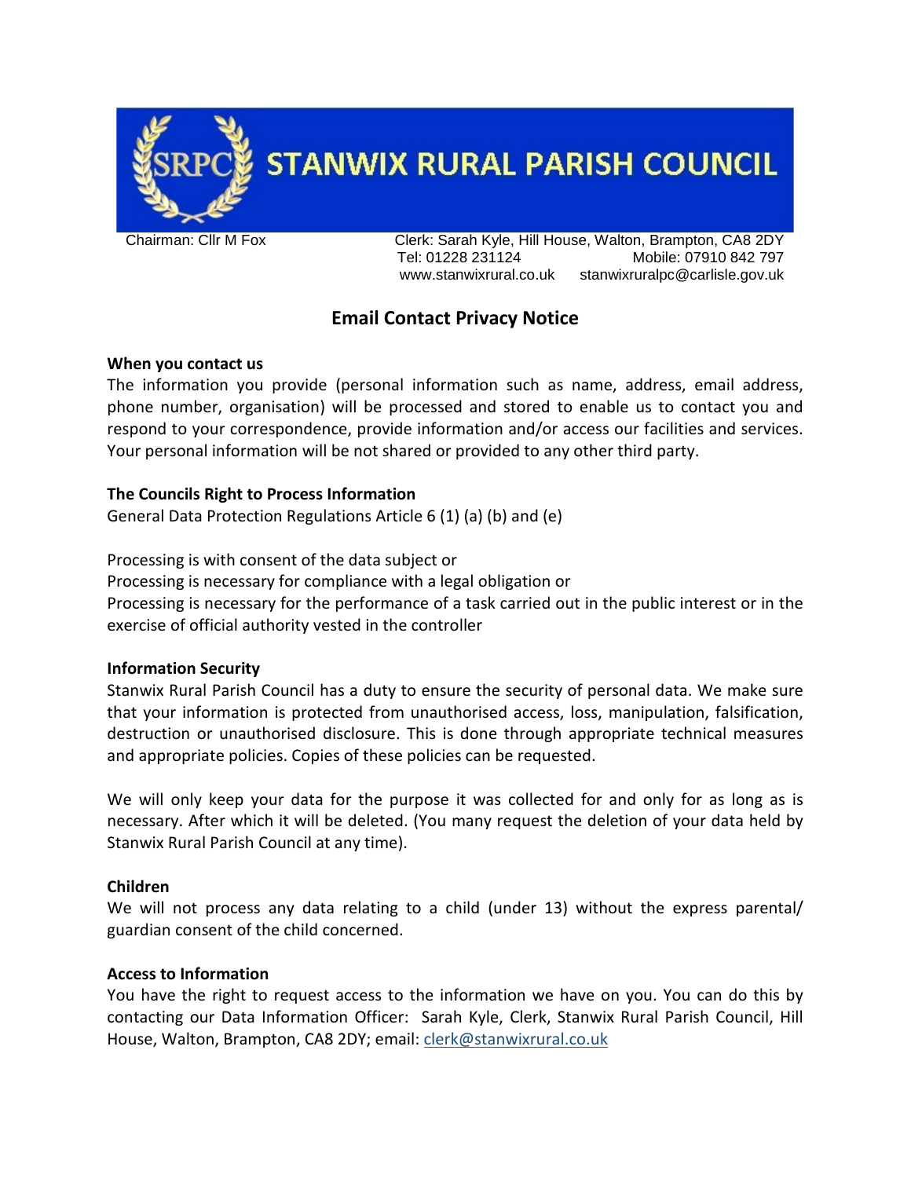# STANWIX RURAL PARISH COUNCIL

Chairman: Cllr M Fox

Clerk: Sarah Kyle, Hill House, Walton, Brampton, CA8 2DY
Tel: 01228 231124 Mobile: 07910 842 797
www.stanwixrural.co.uk stanwixruralpc@carlisle.gov.uk

## Email Contact Privacy Notice

**When you contact us**

The information you provide (personal information such as name, address, email address, phone number, organisation) will be processed and stored to enable us to contact you and respond to your correspondence, provide information and/or access our facilities and services. Your personal information will be not shared or provided to any other third party.

**The Councils Right to Process Information**

General Data Protection Regulations Article 6 (1) (a) (b) and (e)

Processing is with consent of the data subject or
Processing is necessary for compliance with a legal obligation or
Processing is necessary for the performance of a task carried out in the public interest or in the exercise of official authority vested in the controller

**Information Security**

Stanwix Rural Parish Council has a duty to ensure the security of personal data. We make sure that your information is protected from unauthorised access, loss, manipulation, falsification, destruction or unauthorised disclosure. This is done through appropriate technical measures and appropriate policies. Copies of these policies can be requested.

We will only keep your data for the purpose it was collected for and only for as long as is necessary. After which it will be deleted. (You many request the deletion of your data held by Stanwix Rural Parish Council at any time).

**Children**

We will not process any data relating to a child (under 13) without the express parental/ guardian consent of the child concerned.

**Access to Information**

You have the right to request access to the information we have on you. You can do this by contacting our Data Information Officer: Sarah Kyle, Clerk, Stanwix Rural Parish Council, Hill House, Walton, Brampton, CA8 2DY; email: clerk@stanwixrural.co.uk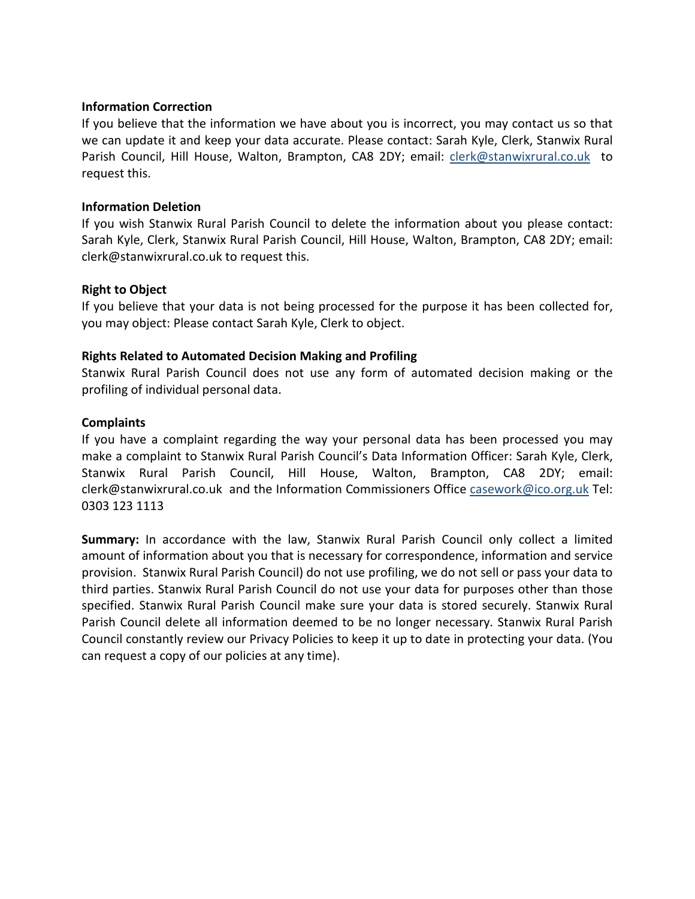**Information Correction**

If you believe that the information we have about you is incorrect, you may contact us so that we can update it and keep your data accurate. Please contact: Sarah Kyle, Clerk, Stanwix Rural Parish Council, Hill House, Walton, Brampton, CA8 2DY; email: clerk@stanwixrural.co.uk to request this.

**Information Deletion**

If you wish Stanwix Rural Parish Council to delete the information about you please contact: Sarah Kyle, Clerk, Stanwix Rural Parish Council, Hill House, Walton, Brampton, CA8 2DY; email: clerk@stanwixrural.co.uk to request this.

**Right to Object**

If you believe that your data is not being processed for the purpose it has been collected for, you may object: Please contact Sarah Kyle, Clerk to object.

**Rights Related to Automated Decision Making and Profiling**

Stanwix Rural Parish Council does not use any form of automated decision making or the profiling of individual personal data.

**Complaints**

If you have a complaint regarding the way your personal data has been processed you may make a complaint to Stanwix Rural Parish Council's Data Information Officer: Sarah Kyle, Clerk, Stanwix Rural Parish Council, Hill House, Walton, Brampton, CA8 2DY; email: clerk@stanwixrural.co.uk and the Information Commissioners Office casework@ico.org.uk Tel: 0303 123 1113

**Summary:** In accordance with the law, Stanwix Rural Parish Council only collect a limited amount of information about you that is necessary for correspondence, information and service provision. Stanwix Rural Parish Council) do not use profiling, we do not sell or pass your data to third parties. Stanwix Rural Parish Council do not use your data for purposes other than those specified. Stanwix Rural Parish Council make sure your data is stored securely. Stanwix Rural Parish Council delete all information deemed to be no longer necessary. Stanwix Rural Parish Council constantly review our Privacy Policies to keep it up to date in protecting your data. (You can request a copy of our policies at any time).